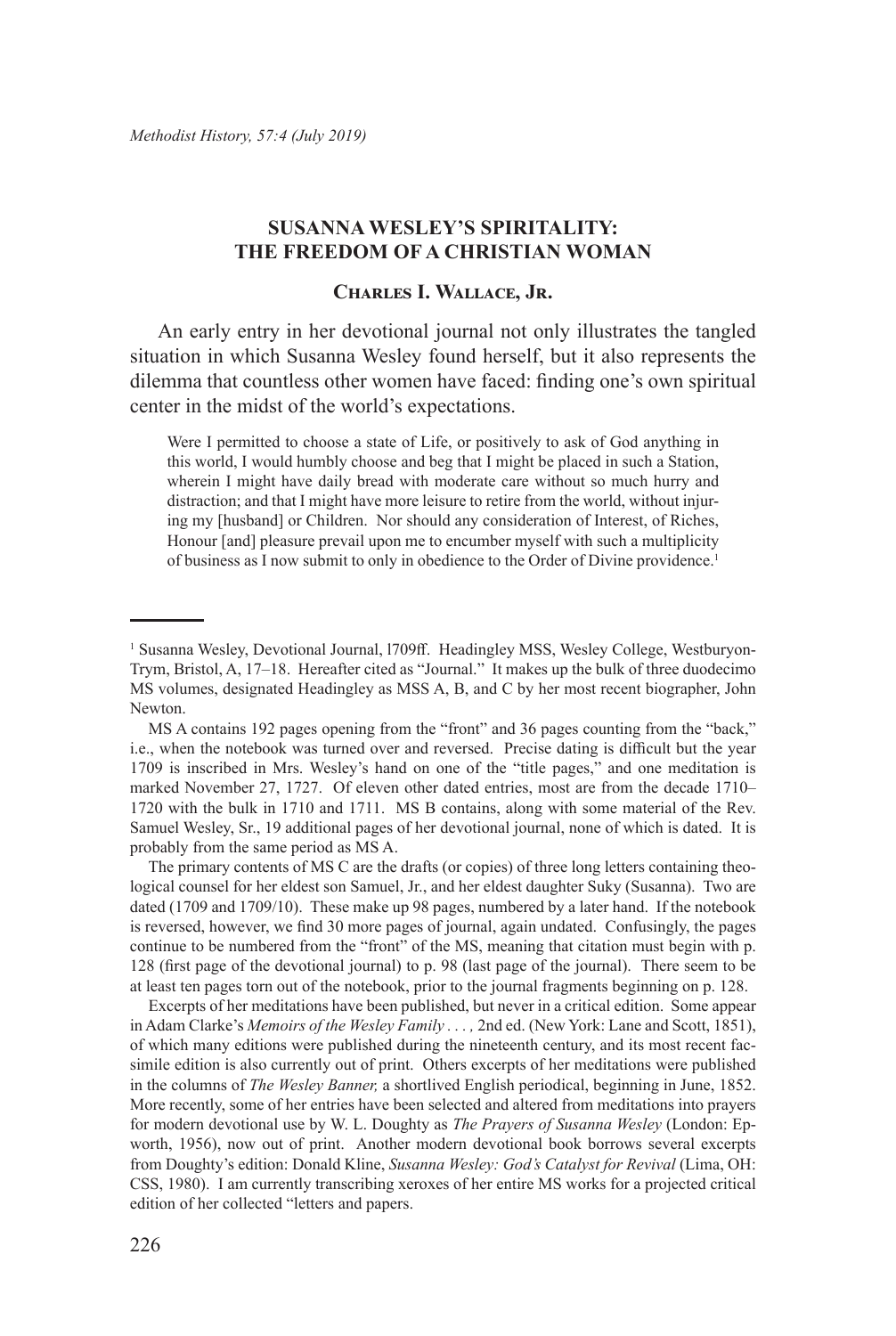# SUSANNA WESLEY'S SPIRITALITY: THE FREEDOM OF A CHRISTIAN WOMAN

**Charles I. Wallace, Jr.**

An early entry in her devotional journal not only illustrates the tangled situation in which Susanna Wesley found herself, but it also represents the dilemma that countless other women have faced: finding one's own spiritual center in the midst of the world's expectations.

> Were I permitted to choose a state of Life, or positively to ask of God anything in this world, I would humbly choose and beg that I might be placed in such a Station, wherein I might have daily bread with moderate care without so much hurry and distraction; and that I might have more leisure to retire from the world, without injuring my [husband] or Children. Nor should any consideration of Interest, of Riches, Honour [and] pleasure prevail upon me to encumber myself with such a multiplicity of business as I now submit to only in obedience to the Order of Divine providence.[1]

---

[1] Susanna Wesley, Devotional Journal, l709ff. Headingley MSS, Wesley College, Westburyon-Trym, Bristol, A, 17–18. Hereafter cited as "Journal." It makes up the bulk of three duodecimo MS volumes, designated Headingley as MSS A, B, and C by her most recent biographer, John Newton.

MS A contains 192 pages opening from the "front" and 36 pages counting from the "back," i.e., when the notebook was turned over and reversed. Precise dating is difficult but the year 1709 is inscribed in Mrs. Wesley's hand on one of the "title pages," and one meditation is marked November 27, 1727. Of eleven other dated entries, most are from the decade 1710–1720 with the bulk in 1710 and 1711. MS B contains, along with some material of the Rev. Samuel Wesley, Sr., 19 additional pages of her devotional journal, none of which is dated. It is probably from the same period as MS A.

The primary contents of MS C are the drafts (or copies) of three long letters containing theological counsel for her eldest son Samuel, Jr., and her eldest daughter Suky (Susanna). Two are dated (1709 and 1709/10). These make up 98 pages, numbered by a later hand. If the notebook is reversed, however, we find 30 more pages of journal, again undated. Confusingly, the pages continue to be numbered from the "front" of the MS, meaning that citation must begin with p. 128 (first page of the devotional journal) to p. 98 (last page of the journal). There seem to be at least ten pages torn out of the notebook, prior to the journal fragments beginning on p. 128.

Excerpts of her meditations have been published, but never in a critical edition. Some appear in Adam Clarke's *Memoirs of the Wesley Family . . . ,* 2nd ed. (New York: Lane and Scott, 1851), of which many editions were published during the nineteenth century, and its most recent facsimile edition is also currently out of print. Others excerpts of her meditations were published in the columns of *The Wesley Banner,* a shortlived English periodical, beginning in June, 1852. More recently, some of her entries have been selected and altered from meditations into prayers for modern devotional use by W. L. Doughty as *The Prayers of Susanna Wesley* (London: Epworth, 1956), now out of print. Another modern devotional book borrows several excerpts from Doughty's edition: Donald Kline, *Susanna Wesley: God's Catalyst for Revival* (Lima, OH: CSS, 1980). I am currently transcribing xeroxes of her entire MS works for a projected critical edition of her collected "letters and papers.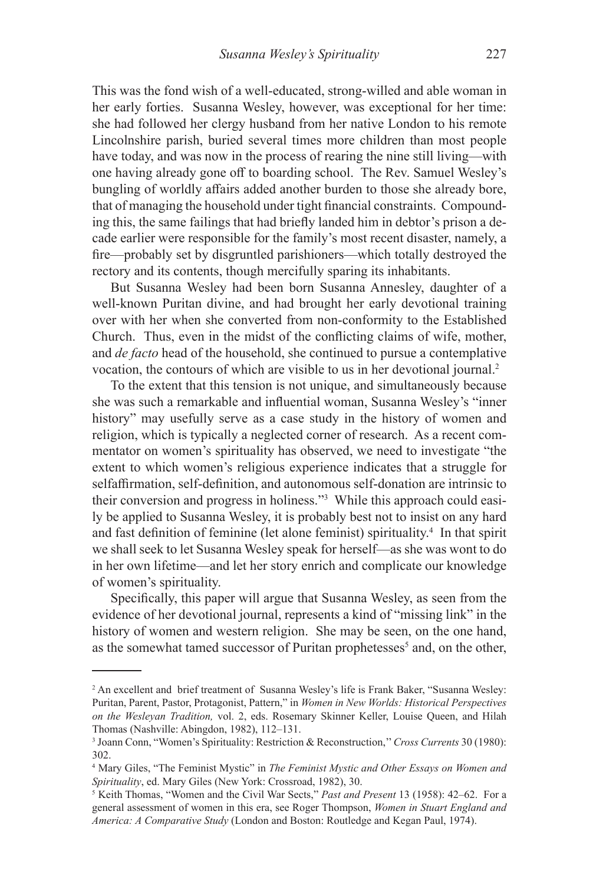This was the fond wish of a well-educated, strong-willed and able woman in her early forties. Susanna Wesley, however, was exceptional for her time: she had followed her clergy husband from her native London to his remote Lincolnshire parish, buried several times more children than most people have today, and was now in the process of rearing the nine still living—with one having already gone off to boarding school. The Rev. Samuel Wesley's bungling of worldly affairs added another burden to those she already bore, that of managing the household under tight financial constraints. Compounding this, the same failings that had briefly landed him in debtor's prison a decade earlier were responsible for the family's most recent disaster, namely, a fire—probably set by disgruntled parishioners—which totally destroyed the rectory and its contents, though mercifully sparing its inhabitants.

But Susanna Wesley had been born Susanna Annesley, daughter of a well-known Puritan divine, and had brought her early devotional training over with her when she converted from non-conformity to the Established Church. Thus, even in the midst of the conflicting claims of wife, mother, and *de facto* head of the household, she continued to pursue a contemplative vocation, the contours of which are visible to us in her devotional journal.[2]

To the extent that this tension is not unique, and simultaneously because she was such a remarkable and influential woman, Susanna Wesley's "inner history" may usefully serve as a case study in the history of women and religion, which is typically a neglected corner of research. As a recent commentator on women's spirituality has observed, we need to investigate "the extent to which women's religious experience indicates that a struggle for selfaffirmation, self-definition, and autonomous self-donation are intrinsic to their conversion and progress in holiness."[3] While this approach could easily be applied to Susanna Wesley, it is probably best not to insist on any hard and fast definition of feminine (let alone feminist) spirituality.[4] In that spirit we shall seek to let Susanna Wesley speak for herself—as she was wont to do in her own lifetime—and let her story enrich and complicate our knowledge of women's spirituality.

Specifically, this paper will argue that Susanna Wesley, as seen from the evidence of her devotional journal, represents a kind of "missing link" in the history of women and western religion. She may be seen, on the one hand, as the somewhat tamed successor of Puritan prophetesses[5] and, on the other,

---

[2] An excellent and brief treatment of Susanna Wesley's life is Frank Baker, "Susanna Wesley: Puritan, Parent, Pastor, Protagonist, Pattern," in *Women in New Worlds: Historical Perspectives on the Wesleyan Tradition,* vol. 2, eds. Rosemary Skinner Keller, Louise Queen, and Hilah Thomas (Nashville: Abingdon, 1982), 112–131.

[3] Joann Conn, "Women's Spirituality: Restriction & Reconstruction," *Cross Currents* 30 (1980): 302.

[4] Mary Giles, "The Feminist Mystic" in *The Feminist Mystic and Other Essays on Women and Spirituality*, ed. Mary Giles (New York: Crossroad, 1982), 30.

[5] Keith Thomas, "Women and the Civil War Sects," *Past and Present* 13 (1958): 42–62. For a general assessment of women in this era, see Roger Thompson, *Women in Stuart England and America: A Comparative Study* (London and Boston: Routledge and Kegan Paul, 1974).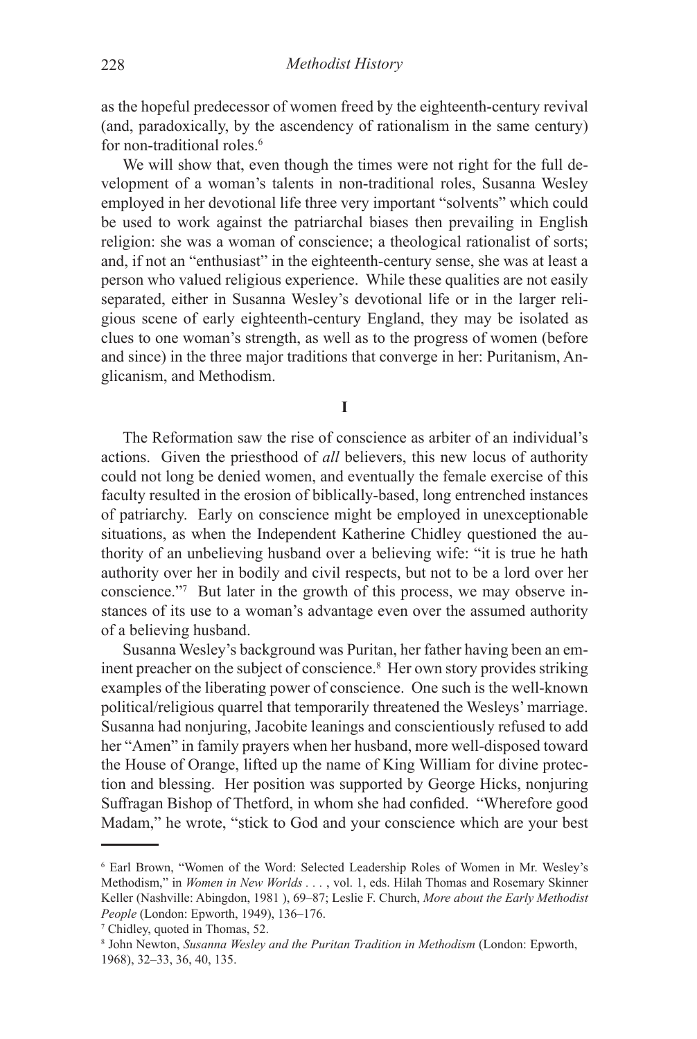as the hopeful predecessor of women freed by the eighteenth-century revival (and, paradoxically, by the ascendency of rationalism in the same century) for non-traditional roles.[6]

We will show that, even though the times were not right for the full development of a woman's talents in non-traditional roles, Susanna Wesley employed in her devotional life three very important "solvents" which could be used to work against the patriarchal biases then prevailing in English religion: she was a woman of conscience; a theological rationalist of sorts; and, if not an "enthusiast" in the eighteenth-century sense, she was at least a person who valued religious experience. While these qualities are not easily separated, either in Susanna Wesley's devotional life or in the larger religious scene of early eighteenth-century England, they may be isolated as clues to one woman's strength, as well as to the progress of women (before and since) in the three major traditions that converge in her: Puritanism, Anglicanism, and Methodism.

## I

The Reformation saw the rise of conscience as arbiter of an individual's actions. Given the priesthood of *all* believers, this new locus of authority could not long be denied women, and eventually the female exercise of this faculty resulted in the erosion of biblically-based, long entrenched instances of patriarchy. Early on conscience might be employed in unexceptionable situations, as when the Independent Katherine Chidley questioned the authority of an unbelieving husband over a believing wife: "it is true he hath authority over her in bodily and civil respects, but not to be a lord over her conscience."[7] But later in the growth of this process, we may observe instances of its use to a woman's advantage even over the assumed authority of a believing husband.

Susanna Wesley's background was Puritan, her father having been an eminent preacher on the subject of conscience.[8] Her own story provides striking examples of the liberating power of conscience. One such is the well-known political/religious quarrel that temporarily threatened the Wesleys' marriage. Susanna had nonjuring, Jacobite leanings and conscientiously refused to add her "Amen" in family prayers when her husband, more well-disposed toward the House of Orange, lifted up the name of King William for divine protection and blessing. Her position was supported by George Hicks, nonjuring Suffragan Bishop of Thetford, in whom she had confided. "Wherefore good Madam," he wrote, "stick to God and your conscience which are your best

---

[6] Earl Brown, "Women of the Word: Selected Leadership Roles of Women in Mr. Wesley's Methodism," in *Women in New Worlds . . .* , vol. 1, eds. Hilah Thomas and Rosemary Skinner Keller (Nashville: Abingdon, 1981 ), 69–87; Leslie F. Church, *More about the Early Methodist People* (London: Epworth, 1949), 136–176.

[7] Chidley, quoted in Thomas, 52.

[8] John Newton, *Susanna Wesley and the Puritan Tradition in Methodism* (London: Epworth, 1968), 32–33, 36, 40, 135.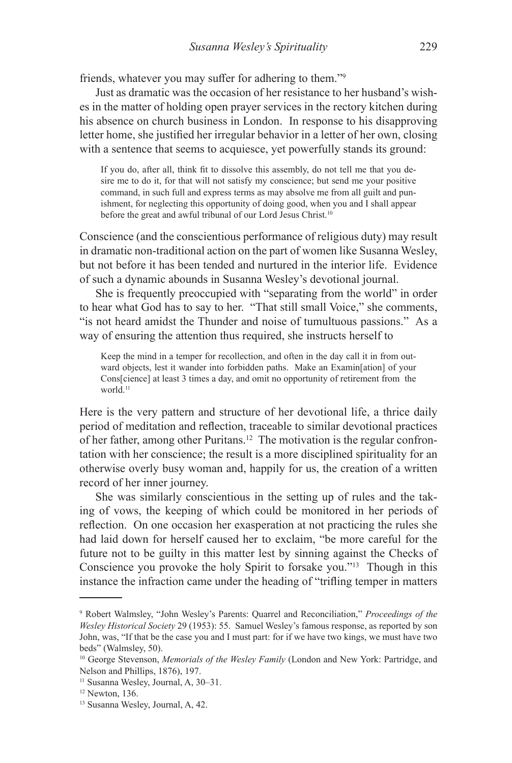friends, whatever you may suffer for adhering to them."[9]

Just as dramatic was the occasion of her resistance to her husband's wishes in the matter of holding open prayer services in the rectory kitchen during his absence on church business in London. In response to his disapproving letter home, she justified her irregular behavior in a letter of her own, closing with a sentence that seems to acquiesce, yet powerfully stands its ground:

> If you do, after all, think fit to dissolve this assembly, do not tell me that you desire me to do it, for that will not satisfy my conscience; but send me your positive command, in such full and express terms as may absolve me from all guilt and punishment, for neglecting this opportunity of doing good, when you and I shall appear before the great and awful tribunal of our Lord Jesus Christ.[10]

Conscience (and the conscientious performance of religious duty) may result in dramatic non-traditional action on the part of women like Susanna Wesley, but not before it has been tended and nurtured in the interior life. Evidence of such a dynamic abounds in Susanna Wesley's devotional journal.

She is frequently preoccupied with "separating from the world" in order to hear what God has to say to her. "That still small Voice," she comments, "is not heard amidst the Thunder and noise of tumultuous passions." As a way of ensuring the attention thus required, she instructs herself to

> Keep the mind in a temper for recollection, and often in the day call it in from outward objects, lest it wander into forbidden paths. Make an Examin[ation] of your Cons[cience] at least 3 times a day, and omit no opportunity of retirement from the world.[11]

Here is the very pattern and structure of her devotional life, a thrice daily period of meditation and reflection, traceable to similar devotional practices of her father, among other Puritans.[12] The motivation is the regular confrontation with her conscience; the result is a more disciplined spirituality for an otherwise overly busy woman and, happily for us, the creation of a written record of her inner journey.

She was similarly conscientious in the setting up of rules and the taking of vows, the keeping of which could be monitored in her periods of reflection. On one occasion her exasperation at not practicing the rules she had laid down for herself caused her to exclaim, "be more careful for the future not to be guilty in this matter lest by sinning against the Checks of Conscience you provoke the holy Spirit to forsake you."[13] Though in this instance the infraction came under the heading of "trifling temper in matters

---

[9] Robert Walmsley, "John Wesley's Parents: Quarrel and Reconciliation," *Proceedings of the Wesley Historical Society* 29 (1953): 55. Samuel Wesley's famous response, as reported by son John, was, "If that be the case you and I must part: for if we have two kings, we must have two beds" (Walmsley, 50).

[10] George Stevenson, *Memorials of the Wesley Family* (London and New York: Partridge, and Nelson and Phillips, 1876), 197.

[11] Susanna Wesley, Journal, A, 30–31.

[12] Newton, 136.

[13] Susanna Wesley, Journal, A, 42.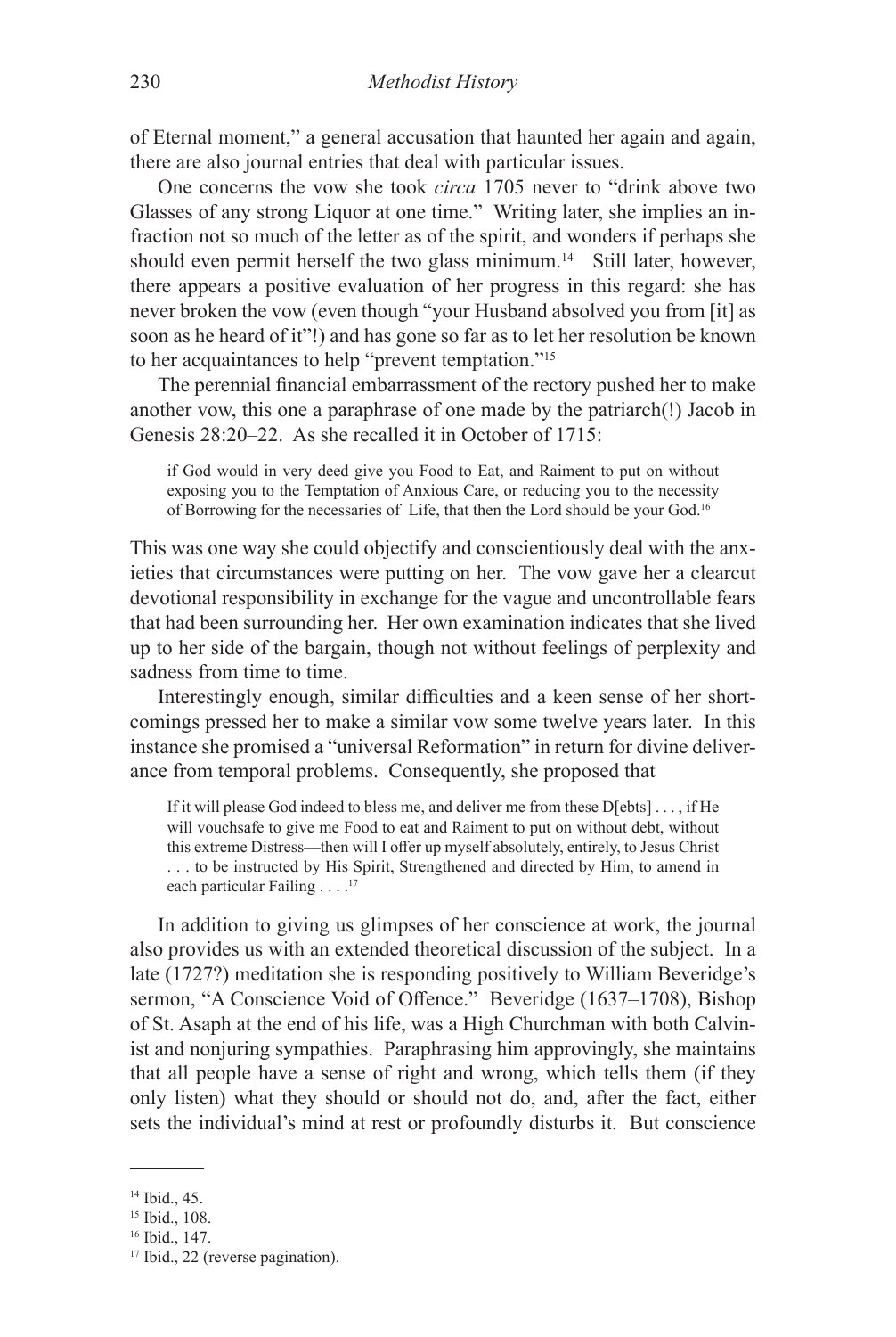of Eternal moment," a general accusation that haunted her again and again, there are also journal entries that deal with particular issues.

One concerns the vow she took *circa* 1705 never to "drink above two Glasses of any strong Liquor at one time." Writing later, she implies an infraction not so much of the letter as of the spirit, and wonders if perhaps she should even permit herself the two glass minimum.[14] Still later, however, there appears a positive evaluation of her progress in this regard: she has never broken the vow (even though "your Husband absolved you from [it] as soon as he heard of it"!) and has gone so far as to let her resolution be known to her acquaintances to help "prevent temptation."[15]

The perennial financial embarrassment of the rectory pushed her to make another vow, this one a paraphrase of one made by the patriarch(!) Jacob in Genesis 28:20–22. As she recalled it in October of 1715:

> if God would in very deed give you Food to Eat, and Raiment to put on without exposing you to the Temptation of Anxious Care, or reducing you to the necessity of Borrowing for the necessaries of Life, that then the Lord should be your God.[16]

This was one way she could objectify and conscientiously deal with the anxieties that circumstances were putting on her. The vow gave her a clearcut devotional responsibility in exchange for the vague and uncontrollable fears that had been surrounding her. Her own examination indicates that she lived up to her side of the bargain, though not without feelings of perplexity and sadness from time to time.

Interestingly enough, similar difficulties and a keen sense of her shortcomings pressed her to make a similar vow some twelve years later. In this instance she promised a "universal Reformation" in return for divine deliverance from temporal problems. Consequently, she proposed that

> If it will please God indeed to bless me, and deliver me from these D[ebts] . . . , if He will vouchsafe to give me Food to eat and Raiment to put on without debt, without this extreme Distress—then will I offer up myself absolutely, entirely, to Jesus Christ . . . to be instructed by His Spirit, Strengthened and directed by Him, to amend in each particular Failing . . . .[17]

In addition to giving us glimpses of her conscience at work, the journal also provides us with an extended theoretical discussion of the subject. In a late (1727?) meditation she is responding positively to William Beveridge's sermon, "A Conscience Void of Offence." Beveridge (1637–1708), Bishop of St. Asaph at the end of his life, was a High Churchman with both Calvinist and nonjuring sympathies. Paraphrasing him approvingly, she maintains that all people have a sense of right and wrong, which tells them (if they only listen) what they should or should not do, and, after the fact, either sets the individual's mind at rest or profoundly disturbs it. But conscience

---

[14] Ibid., 45.

[15] Ibid., 108.

[16] Ibid., 147.

[17] Ibid., 22 (reverse pagination).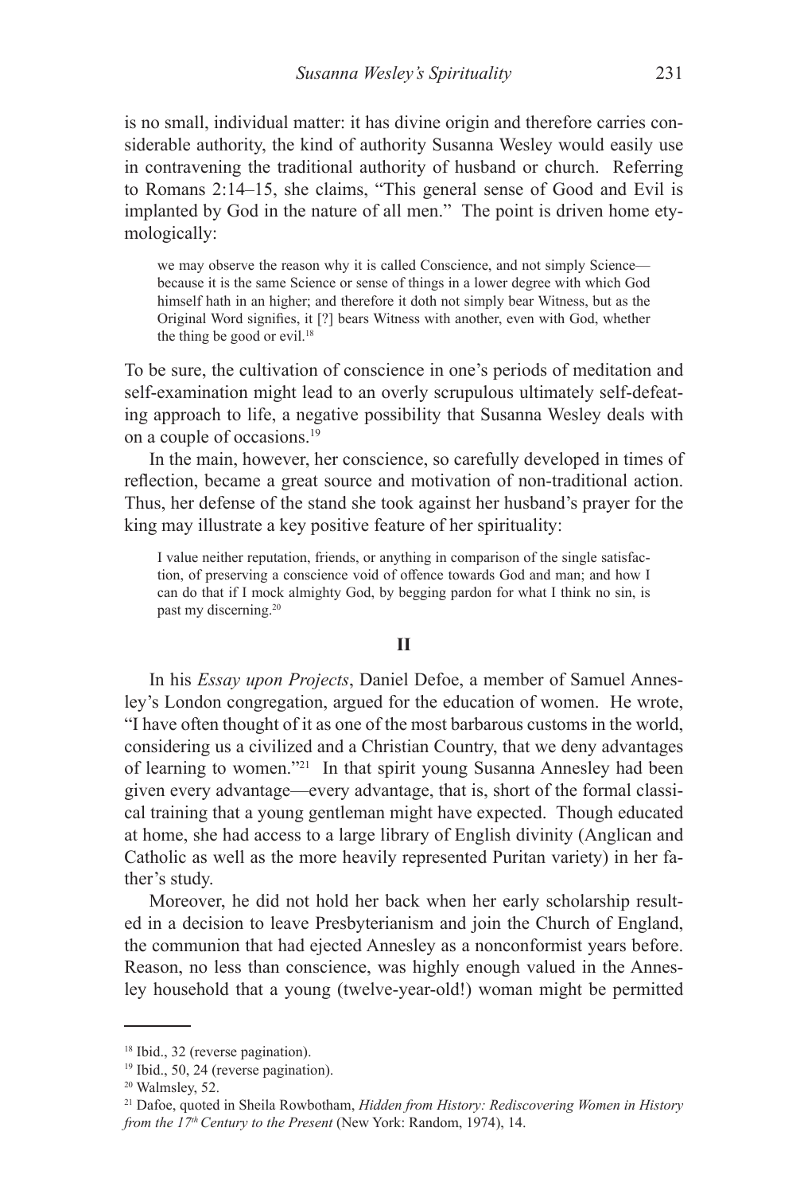is no small, individual matter: it has divine origin and therefore carries considerable authority, the kind of authority Susanna Wesley would easily use in contravening the traditional authority of husband or church. Referring to Romans 2:14–15, she claims, "This general sense of Good and Evil is implanted by God in the nature of all men." The point is driven home etymologically:

> we may observe the reason why it is called Conscience, and not simply Science—because it is the same Science or sense of things in a lower degree with which God himself hath in an higher; and therefore it doth not simply bear Witness, but as the Original Word signifies, it [?] bears Witness with another, even with God, whether the thing be good or evil.[18]

To be sure, the cultivation of conscience in one's periods of meditation and self-examination might lead to an overly scrupulous ultimately self-defeating approach to life, a negative possibility that Susanna Wesley deals with on a couple of occasions.[19]

In the main, however, her conscience, so carefully developed in times of reflection, became a great source and motivation of non-traditional action. Thus, her defense of the stand she took against her husband's prayer for the king may illustrate a key positive feature of her spirituality:

> I value neither reputation, friends, or anything in comparison of the single satisfaction, of preserving a conscience void of offence towards God and man; and how I can do that if I mock almighty God, by begging pardon for what I think no sin, is past my discerning.[20]

## II

In his *Essay upon Projects*, Daniel Defoe, a member of Samuel Annesley's London congregation, argued for the education of women. He wrote, "I have often thought of it as one of the most barbarous customs in the world, considering us a civilized and a Christian Country, that we deny advantages of learning to women."[21] In that spirit young Susanna Annesley had been given every advantage—every advantage, that is, short of the formal classical training that a young gentleman might have expected. Though educated at home, she had access to a large library of English divinity (Anglican and Catholic as well as the more heavily represented Puritan variety) in her father's study.

Moreover, he did not hold her back when her early scholarship resulted in a decision to leave Presbyterianism and join the Church of England, the communion that had ejected Annesley as a nonconformist years before. Reason, no less than conscience, was highly enough valued in the Annesley household that a young (twelve-year-old!) woman might be permitted

---

[18] Ibid., 32 (reverse pagination).

[19] Ibid., 50, 24 (reverse pagination).

[20] Walmsley, 52.

[21] Dafoe, quoted in Sheila Rowbotham, *Hidden from History: Rediscovering Women in History from the 17th Century to the Present* (New York: Random, 1974), 14.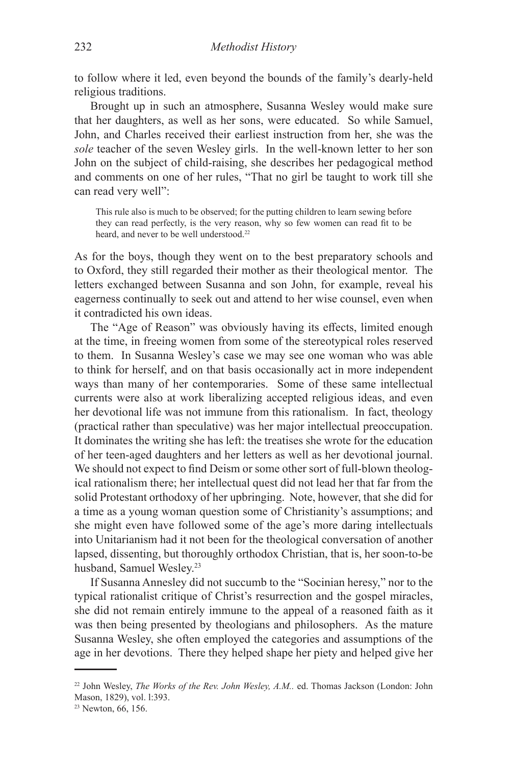to follow where it led, even beyond the bounds of the family's dearly-held religious traditions.

Brought up in such an atmosphere, Susanna Wesley would make sure that her daughters, as well as her sons, were educated. So while Samuel, John, and Charles received their earliest instruction from her, she was the *sole* teacher of the seven Wesley girls. In the well-known letter to her son John on the subject of child-raising, she describes her pedagogical method and comments on one of her rules, "That no girl be taught to work till she can read very well":

> This rule also is much to be observed; for the putting children to learn sewing before they can read perfectly, is the very reason, why so few women can read fit to be heard, and never to be well understood.[22]

As for the boys, though they went on to the best preparatory schools and to Oxford, they still regarded their mother as their theological mentor. The letters exchanged between Susanna and son John, for example, reveal his eagerness continually to seek out and attend to her wise counsel, even when it contradicted his own ideas.

The "Age of Reason" was obviously having its effects, limited enough at the time, in freeing women from some of the stereotypical roles reserved to them. In Susanna Wesley's case we may see one woman who was able to think for herself, and on that basis occasionally act in more independent ways than many of her contemporaries. Some of these same intellectual currents were also at work liberalizing accepted religious ideas, and even her devotional life was not immune from this rationalism. In fact, theology (practical rather than speculative) was her major intellectual preoccupation. It dominates the writing she has left: the treatises she wrote for the education of her teen-aged daughters and her letters as well as her devotional journal. We should not expect to find Deism or some other sort of full-blown theological rationalism there; her intellectual quest did not lead her that far from the solid Protestant orthodoxy of her upbringing. Note, however, that she did for a time as a young woman question some of Christianity's assumptions; and she might even have followed some of the age's more daring intellectuals into Unitarianism had it not been for the theological conversation of another lapsed, dissenting, but thoroughly orthodox Christian, that is, her soon-to-be husband, Samuel Wesley.[23]

If Susanna Annesley did not succumb to the "Socinian heresy," nor to the typical rationalist critique of Christ's resurrection and the gospel miracles, she did not remain entirely immune to the appeal of a reasoned faith as it was then being presented by theologians and philosophers. As the mature Susanna Wesley, she often employed the categories and assumptions of the age in her devotions. There they helped shape her piety and helped give her

---

[22] John Wesley, *The Works of the Rev. John Wesley, A.M.*. ed. Thomas Jackson (London: John Mason, 1829), vol. l:393.

[23] Newton, 66, 156.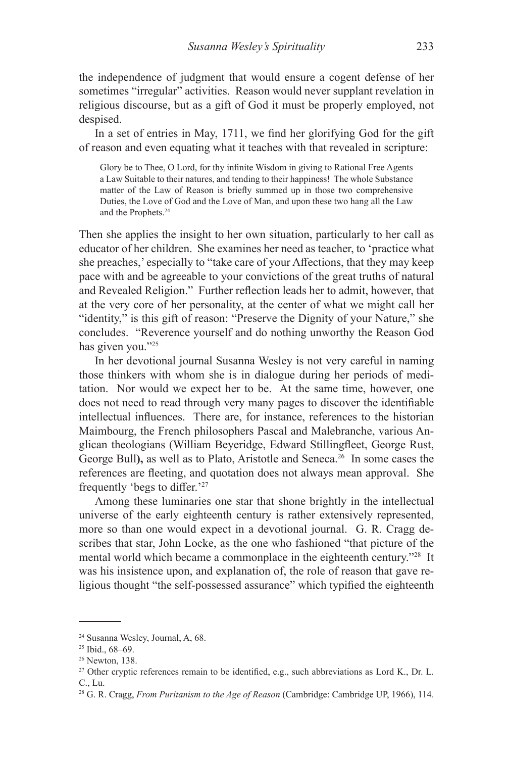the independence of judgment that would ensure a cogent defense of her sometimes "irregular" activities. Reason would never supplant revelation in religious discourse, but as a gift of God it must be properly employed, not despised.

In a set of entries in May, 1711, we find her glorifying God for the gift of reason and even equating what it teaches with that revealed in scripture:

> Glory be to Thee, O Lord, for thy infinite Wisdom in giving to Rational Free Agents a Law Suitable to their natures, and tending to their happiness! The whole Substance matter of the Law of Reason is briefly summed up in those two comprehensive Duties, the Love of God and the Love of Man, and upon these two hang all the Law and the Prophets.[24]

Then she applies the insight to her own situation, particularly to her call as educator of her children. She examines her need as teacher, to 'practice what she preaches,' especially to "take care of your Affections, that they may keep pace with and be agreeable to your convictions of the great truths of natural and Revealed Religion." Further reflection leads her to admit, however, that at the very core of her personality, at the center of what we might call her "identity," is this gift of reason: "Preserve the Dignity of your Nature," she concludes. "Reverence yourself and do nothing unworthy the Reason God has given you."[25]

In her devotional journal Susanna Wesley is not very careful in naming those thinkers with whom she is in dialogue during her periods of meditation. Nor would we expect her to be. At the same time, however, one does not need to read through very many pages to discover the identifiable intellectual influences. There are, for instance, references to the historian Maimbourg, the French philosophers Pascal and Malebranche, various Anglican theologians (William Beyeridge, Edward Stillingfleet, George Rust, George Bull**),** as well as to Plato, Aristotle and Seneca.[26] In some cases the references are fleeting, and quotation does not always mean approval. She frequently 'begs to differ.'[27]

Among these luminaries one star that shone brightly in the intellectual universe of the early eighteenth century is rather extensively represented, more so than one would expect in a devotional journal. G. R. Cragg describes that star, John Locke, as the one who fashioned "that picture of the mental world which became a commonplace in the eighteenth century."[28] It was his insistence upon, and explanation of, the role of reason that gave religious thought "the self-possessed assurance" which typified the eighteenth

---

[24] Susanna Wesley, Journal, A, 68.

[25] Ibid., 68–69.

[26] Newton, 138.

[27] Other cryptic references remain to be identified, e.g., such abbreviations as Lord K., Dr. L. C., Lu.

[28] G. R. Cragg, *From Puritanism to the Age of Reason* (Cambridge: Cambridge UP, 1966), 114.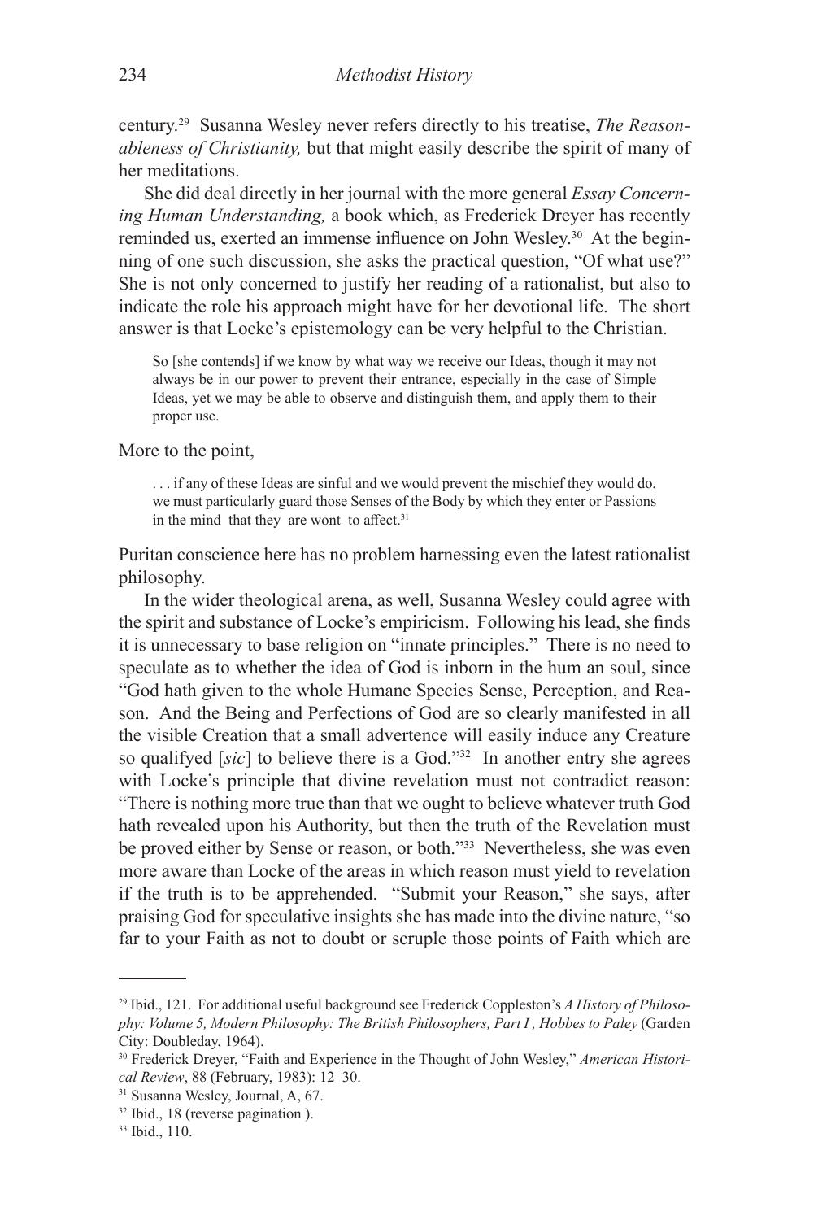century.[29] Susanna Wesley never refers directly to his treatise, *The Reasonableness of Christianity,* but that might easily describe the spirit of many of her meditations.

She did deal directly in her journal with the more general *Essay Concerning Human Understanding,* a book which, as Frederick Dreyer has recently reminded us, exerted an immense influence on John Wesley.[30] At the beginning of one such discussion, she asks the practical question, "Of what use?" She is not only concerned to justify her reading of a rationalist, but also to indicate the role his approach might have for her devotional life. The short answer is that Locke's epistemology can be very helpful to the Christian.

> So [she contends] if we know by what way we receive our Ideas, though it may not always be in our power to prevent their entrance, especially in the case of Simple Ideas, yet we may be able to observe and distinguish them, and apply them to their proper use.

More to the point,

> . . . if any of these Ideas are sinful and we would prevent the mischief they would do, we must particularly guard those Senses of the Body by which they enter or Passions in the mind that they are wont to affect.[31]

Puritan conscience here has no problem harnessing even the latest rationalist philosophy.

In the wider theological arena, as well, Susanna Wesley could agree with the spirit and substance of Locke's empiricism. Following his lead, she finds it is unnecessary to base religion on "innate principles." There is no need to speculate as to whether the idea of God is inborn in the hum an soul, since "God hath given to the whole Humane Species Sense, Perception, and Reason. And the Being and Perfections of God are so clearly manifested in all the visible Creation that a small advertence will easily induce any Creature so qualifyed [*sic*] to believe there is a God."[32] In another entry she agrees with Locke's principle that divine revelation must not contradict reason: "There is nothing more true than that we ought to believe whatever truth God hath revealed upon his Authority, but then the truth of the Revelation must be proved either by Sense or reason, or both."[33] Nevertheless, she was even more aware than Locke of the areas in which reason must yield to revelation if the truth is to be apprehended. "Submit your Reason," she says, after praising God for speculative insights she has made into the divine nature, "so far to your Faith as not to doubt or scruple those points of Faith which are

---

[29] Ibid., 121. For additional useful background see Frederick Coppleston's *A History of Philosophy: Volume 5, Modern Philosophy: The British Philosophers, Part I , Hobbes to Paley* (Garden City: Doubleday, 1964).

[30] Frederick Dreyer, "Faith and Experience in the Thought of John Wesley," *American Historical Review*, 88 (February, 1983): 12–30.

[31] Susanna Wesley, Journal, A, 67.

[32] Ibid., 18 (reverse pagination ).

[33] Ibid., 110.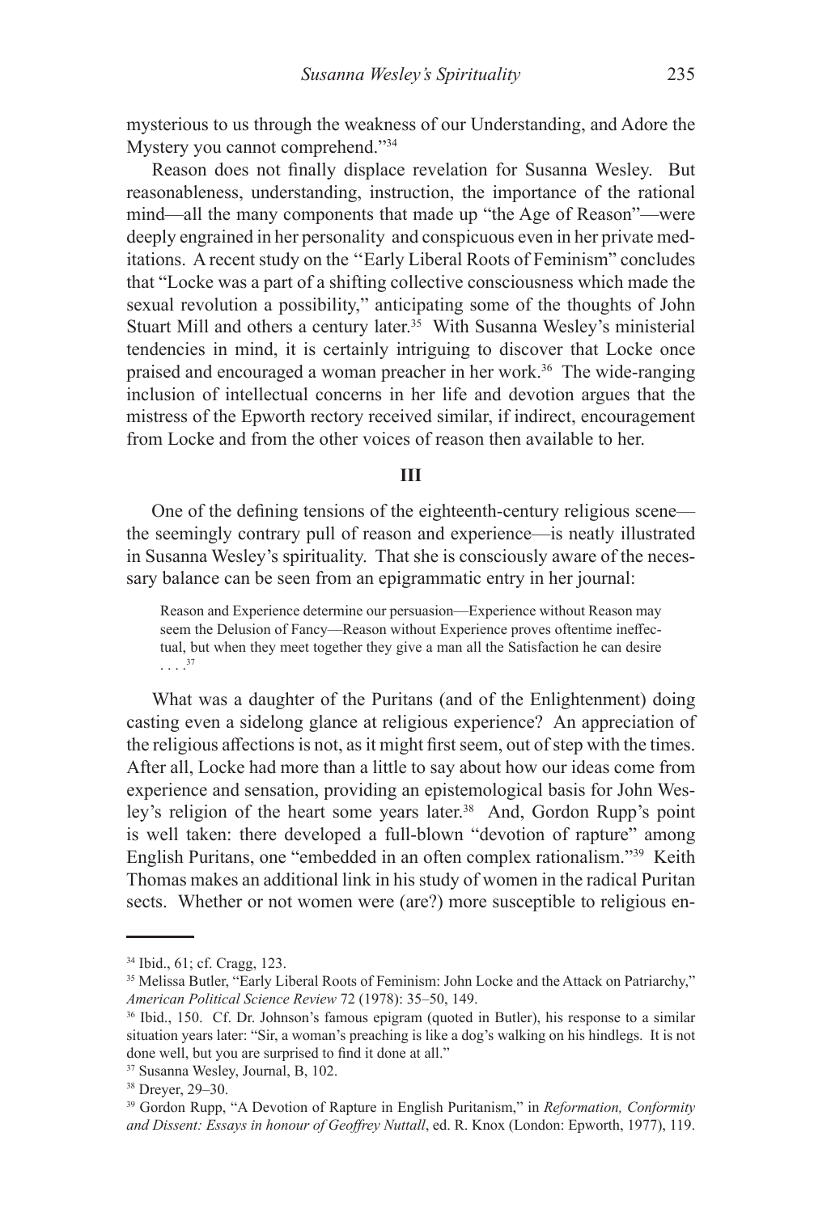mysterious to us through the weakness of our Understanding, and Adore the Mystery you cannot comprehend."[34]

Reason does not finally displace revelation for Susanna Wesley. But reasonableness, understanding, instruction, the importance of the rational mind—all the many components that made up "the Age of Reason"—were deeply engrained in her personality and conspicuous even in her private meditations. A recent study on the "Early Liberal Roots of Feminism" concludes that "Locke was a part of a shifting collective consciousness which made the sexual revolution a possibility," anticipating some of the thoughts of John Stuart Mill and others a century later.[35] With Susanna Wesley's ministerial tendencies in mind, it is certainly intriguing to discover that Locke once praised and encouraged a woman preacher in her work.[36] The wide-ranging inclusion of intellectual concerns in her life and devotion argues that the mistress of the Epworth rectory received similar, if indirect, encouragement from Locke and from the other voices of reason then available to her.

## III

One of the defining tensions of the eighteenth-century religious scene—the seemingly contrary pull of reason and experience—is neatly illustrated in Susanna Wesley's spirituality. That she is consciously aware of the necessary balance can be seen from an epigrammatic entry in her journal:

> Reason and Experience determine our persuasion—Experience without Reason may seem the Delusion of Fancy—Reason without Experience proves oftentime ineffectual, but when they meet together they give a man all the Satisfaction he can desire . . . .[37]

What was a daughter of the Puritans (and of the Enlightenment) doing casting even a sidelong glance at religious experience? An appreciation of the religious affections is not, as it might first seem, out of step with the times. After all, Locke had more than a little to say about how our ideas come from experience and sensation, providing an epistemological basis for John Wesley's religion of the heart some years later.[38] And, Gordon Rupp's point is well taken: there developed a full-blown "devotion of rapture" among English Puritans, one "embedded in an often complex rationalism."[39] Keith Thomas makes an additional link in his study of women in the radical Puritan sects. Whether or not women were (are?) more susceptible to religious en-

---

[34] Ibid., 61; cf. Cragg, 123.

[35] Melissa Butler, "Early Liberal Roots of Feminism: John Locke and the Attack on Patriarchy," *American Political Science Review* 72 (1978): 35–50, 149.

[36] Ibid., 150. Cf. Dr. Johnson's famous epigram (quoted in Butler), his response to a similar situation years later: "Sir, a woman's preaching is like a dog's walking on his hindlegs. It is not done well, but you are surprised to find it done at all."

[37] Susanna Wesley, Journal, B, 102.

[38] Dreyer, 29–30.

[39] Gordon Rupp, "A Devotion of Rapture in English Puritanism," in *Reformation, Conformity and Dissent: Essays in honour of Geoffrey Nuttall*, ed. R. Knox (London: Epworth, 1977), 119.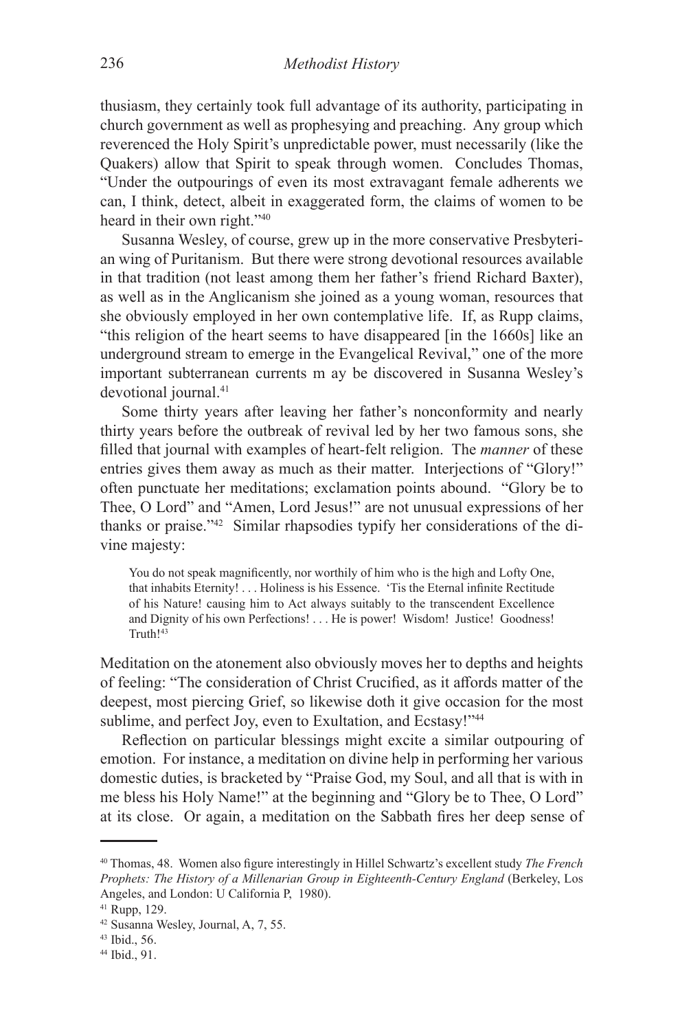thusiasm, they certainly took full advantage of its authority, participating in church government as well as prophesying and preaching. Any group which reverenced the Holy Spirit's unpredictable power, must necessarily (like the Quakers) allow that Spirit to speak through women. Concludes Thomas, "Under the outpourings of even its most extravagant female adherents we can, I think, detect, albeit in exaggerated form, the claims of women to be heard in their own right."[40]

Susanna Wesley, of course, grew up in the more conservative Presbyterian wing of Puritanism. But there were strong devotional resources available in that tradition (not least among them her father's friend Richard Baxter), as well as in the Anglicanism she joined as a young woman, resources that she obviously employed in her own contemplative life. If, as Rupp claims, "this religion of the heart seems to have disappeared [in the 1660s] like an underground stream to emerge in the Evangelical Revival," one of the more important subterranean currents m ay be discovered in Susanna Wesley's devotional journal.[41]

Some thirty years after leaving her father's nonconformity and nearly thirty years before the outbreak of revival led by her two famous sons, she filled that journal with examples of heart-felt religion. The *manner* of these entries gives them away as much as their matter. Interjections of "Glory!" often punctuate her meditations; exclamation points abound. "Glory be to Thee, O Lord" and "Amen, Lord Jesus!" are not unusual expressions of her thanks or praise."[42] Similar rhapsodies typify her considerations of the divine majesty:

> You do not speak magnificently, nor worthily of him who is the high and Lofty One, that inhabits Eternity! . . . Holiness is his Essence. 'Tis the Eternal infinite Rectitude of his Nature! causing him to Act always suitably to the transcendent Excellence and Dignity of his own Perfections! . . . He is power! Wisdom! Justice! Goodness! Truth![43]

Meditation on the atonement also obviously moves her to depths and heights of feeling: "The consideration of Christ Crucified, as it affords matter of the deepest, most piercing Grief, so likewise doth it give occasion for the most sublime, and perfect Joy, even to Exultation, and Ecstasy!"[44]

Reflection on particular blessings might excite a similar outpouring of emotion. For instance, a meditation on divine help in performing her various domestic duties, is bracketed by "Praise God, my Soul, and all that is with in me bless his Holy Name!" at the beginning and "Glory be to Thee, O Lord" at its close. Or again, a meditation on the Sabbath fires her deep sense of

---

[40] Thomas, 48. Women also figure interestingly in Hillel Schwartz's excellent study *The French Prophets: The History of a Millenarian Group in Eighteenth-Century England* (Berkeley, Los Angeles, and London: U California P, 1980).

[41] Rupp, 129.

[42] Susanna Wesley, Journal, A, 7, 55.

[43] Ibid., 56.

[44] Ibid., 91.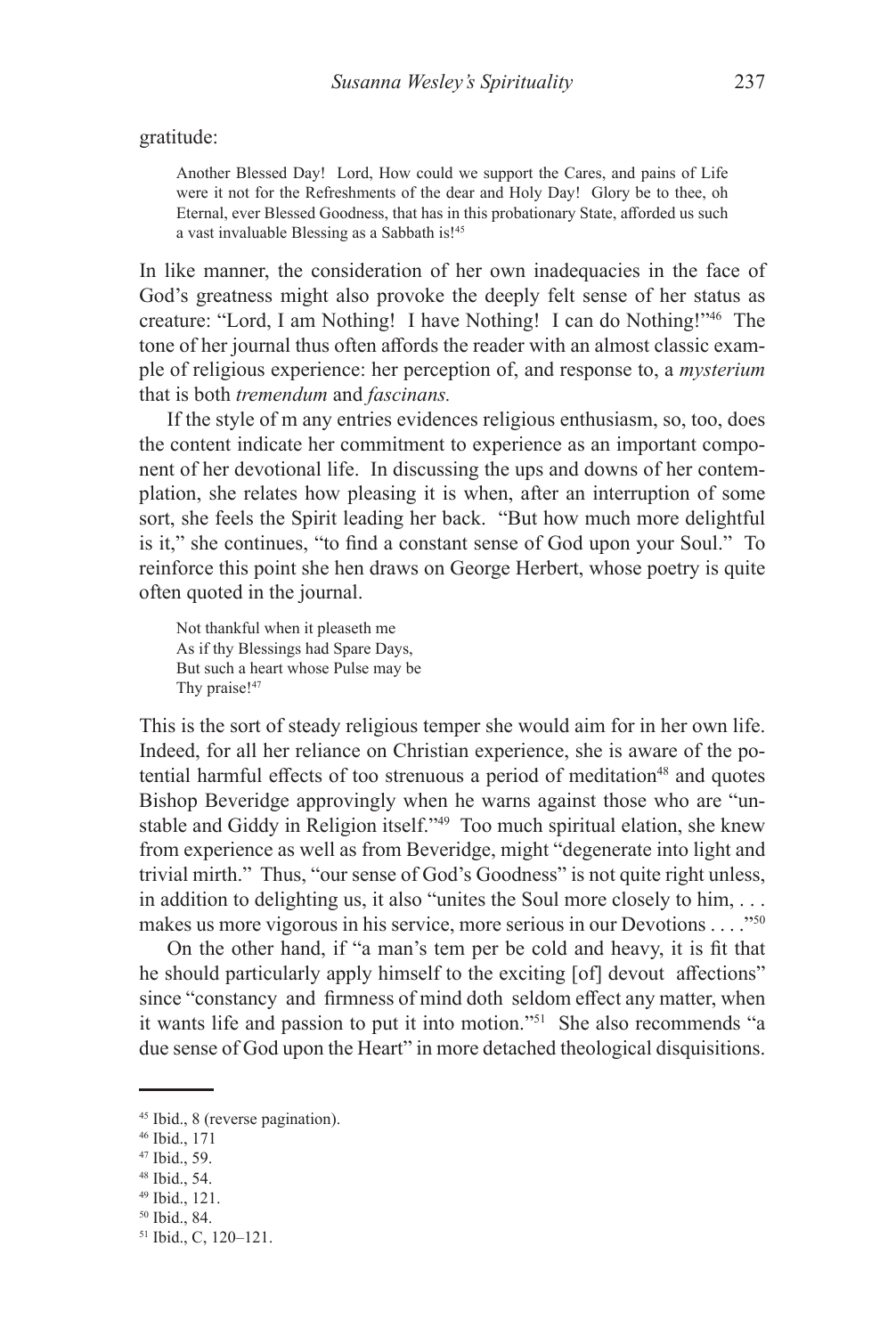gratitude:

> Another Blessed Day! Lord, How could we support the Cares, and pains of Life were it not for the Refreshments of the dear and Holy Day! Glory be to thee, oh Eternal, ever Blessed Goodness, that has in this probationary State, afforded us such a vast invaluable Blessing as a Sabbath is![45]

In like manner, the consideration of her own inadequacies in the face of God's greatness might also provoke the deeply felt sense of her status as creature: "Lord, I am Nothing! I have Nothing! I can do Nothing!"[46] The tone of her journal thus often affords the reader with an almost classic example of religious experience: her perception of, and response to, a *mysterium* that is both *tremendum* and *fascinans.*

If the style of m any entries evidences religious enthusiasm, so, too, does the content indicate her commitment to experience as an important component of her devotional life. In discussing the ups and downs of her contemplation, she relates how pleasing it is when, after an interruption of some sort, she feels the Spirit leading her back. "But how much more delightful is it," she continues, "to find a constant sense of God upon your Soul." To reinforce this point she hen draws on George Herbert, whose poetry is quite often quoted in the journal.

> Not thankful when it pleaseth me
> As if thy Blessings had Spare Days,
> But such a heart whose Pulse may be
> Thy praise![47]

This is the sort of steady religious temper she would aim for in her own life. Indeed, for all her reliance on Christian experience, she is aware of the potential harmful effects of too strenuous a period of meditation[48] and quotes Bishop Beveridge approvingly when he warns against those who are "unstable and Giddy in Religion itself."[49] Too much spiritual elation, she knew from experience as well as from Beveridge, might "degenerate into light and trivial mirth." Thus, "our sense of God's Goodness" is not quite right unless, in addition to delighting us, it also "unites the Soul more closely to him, . . . makes us more vigorous in his service, more serious in our Devotions . . . ."[50]

On the other hand, if "a man's tem per be cold and heavy, it is fit that he should particularly apply himself to the exciting [of] devout affections" since "constancy and firmness of mind doth seldom effect any matter, when it wants life and passion to put it into motion."[51] She also recommends "a due sense of God upon the Heart" in more detached theological disquisitions.

---

[45] Ibid., 8 (reverse pagination).

[46] Ibid., 171

[47] Ibid., 59.

[48] Ibid., 54.

[49] Ibid., 121.

[50] Ibid., 84.

[51] Ibid., C, 120–121.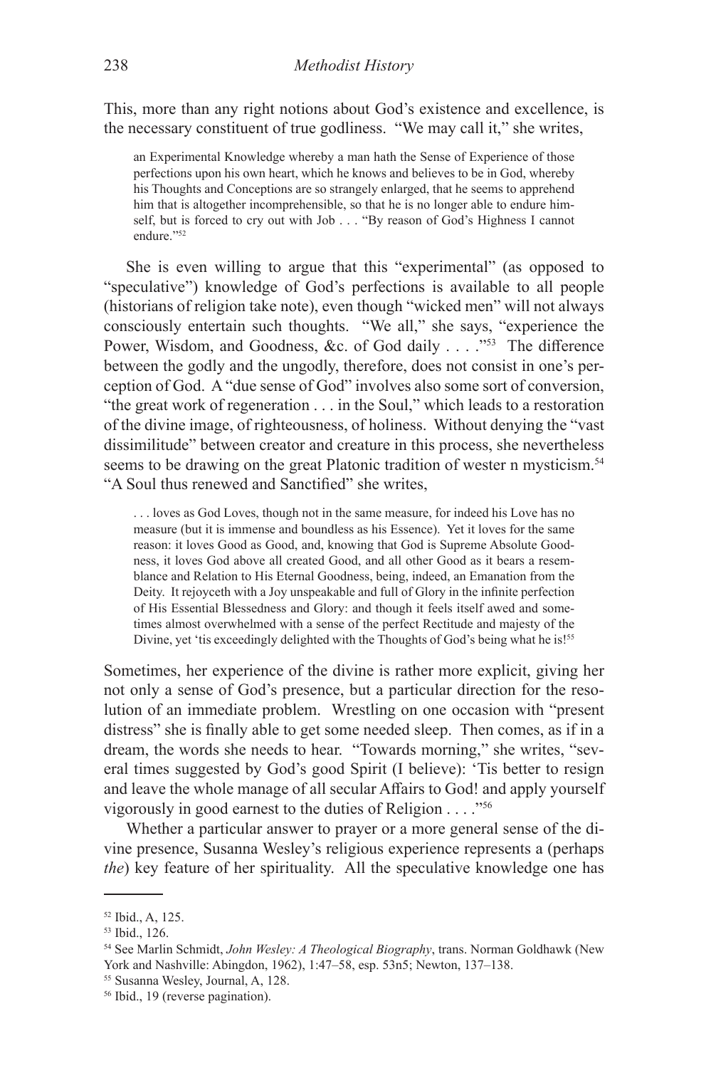This, more than any right notions about God's existence and excellence, is the necessary constituent of true godliness. "We may call it," she writes,

> an Experimental Knowledge whereby a man hath the Sense of Experience of those perfections upon his own heart, which he knows and believes to be in God, whereby his Thoughts and Conceptions are so strangely enlarged, that he seems to apprehend him that is altogether incomprehensible, so that he is no longer able to endure himself, but is forced to cry out with Job . . . "By reason of God's Highness I cannot endure."[52]

She is even willing to argue that this "experimental" (as opposed to "speculative") knowledge of God's perfections is available to all people (historians of religion take note), even though "wicked men" will not always consciously entertain such thoughts. "We all," she says, "experience the Power, Wisdom, and Goodness, &c. of God daily . . . ."[53] The difference between the godly and the ungodly, therefore, does not consist in one's perception of God. A "due sense of God" involves also some sort of conversion, "the great work of regeneration . . . in the Soul," which leads to a restoration of the divine image, of righteousness, of holiness. Without denying the "vast dissimilitude" between creator and creature in this process, she nevertheless seems to be drawing on the great Platonic tradition of wester n mysticism.[54] "A Soul thus renewed and Sanctified" she writes,

> . . . loves as God Loves, though not in the same measure, for indeed his Love has no measure (but it is immense and boundless as his Essence). Yet it loves for the same reason: it loves Good as Good, and, knowing that God is Supreme Absolute Goodness, it loves God above all created Good, and all other Good as it bears a resemblance and Relation to His Eternal Goodness, being, indeed, an Emanation from the Deity. It rejoyceth with a Joy unspeakable and full of Glory in the infinite perfection of His Essential Blessedness and Glory: and though it feels itself awed and sometimes almost overwhelmed with a sense of the perfect Rectitude and majesty of the Divine, yet 'tis exceedingly delighted with the Thoughts of God's being what he is![55]

Sometimes, her experience of the divine is rather more explicit, giving her not only a sense of God's presence, but a particular direction for the resolution of an immediate problem. Wrestling on one occasion with "present distress" she is finally able to get some needed sleep. Then comes, as if in a dream, the words she needs to hear. "Towards morning," she writes, "several times suggested by God's good Spirit (I believe): 'Tis better to resign and leave the whole manage of all secular Affairs to God! and apply yourself vigorously in good earnest to the duties of Religion . . . ."[56]

Whether a particular answer to prayer or a more general sense of the divine presence, Susanna Wesley's religious experience represents a (perhaps *the*) key feature of her spirituality. All the speculative knowledge one has

---

[52] Ibid., A, 125.

[53] Ibid., 126.

[54] See Marlin Schmidt, *John Wesley: A Theological Biography*, trans. Norman Goldhawk (New York and Nashville: Abingdon, 1962), 1:47–58, esp. 53n5; Newton, 137–138.

[55] Susanna Wesley, Journal, A, 128.

[56] Ibid., 19 (reverse pagination).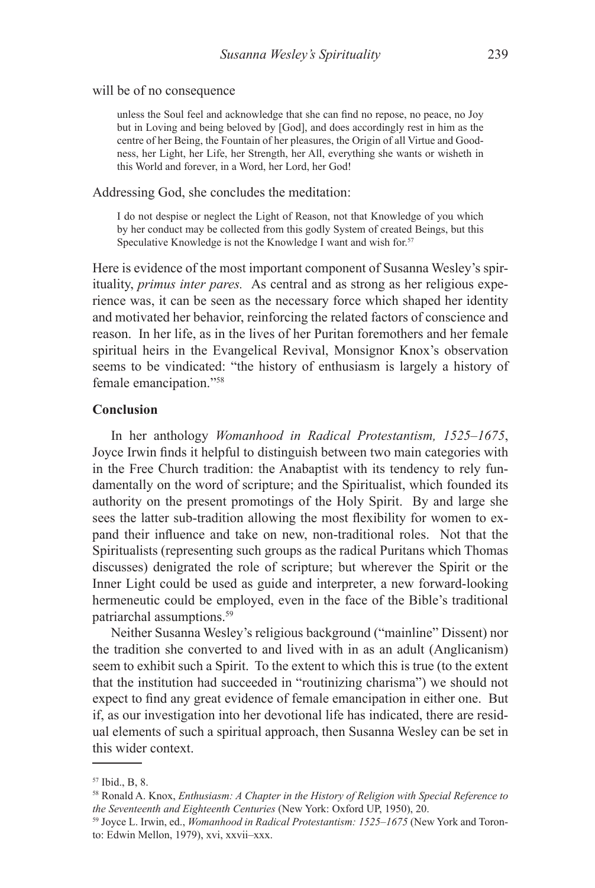will be of no consequence

> unless the Soul feel and acknowledge that she can find no repose, no peace, no Joy but in Loving and being beloved by [God], and does accordingly rest in him as the centre of her Being, the Fountain of her pleasures, the Origin of all Virtue and Goodness, her Light, her Life, her Strength, her All, everything she wants or wisheth in this World and forever, in a Word, her Lord, her God!

Addressing God, she concludes the meditation:

> I do not despise or neglect the Light of Reason, not that Knowledge of you which by her conduct may be collected from this godly System of created Beings, but this Speculative Knowledge is not the Knowledge I want and wish for.[57]

Here is evidence of the most important component of Susanna Wesley's spirituality, *primus inter pares.* As central and as strong as her religious experience was, it can be seen as the necessary force which shaped her identity and motivated her behavior, reinforcing the related factors of conscience and reason. In her life, as in the lives of her Puritan foremothers and her female spiritual heirs in the Evangelical Revival, Monsignor Knox's observation seems to be vindicated: "the history of enthusiasm is largely a history of female emancipation."[58]

## Conclusion

In her anthology *Womanhood in Radical Protestantism, 1525–1675*, Joyce Irwin finds it helpful to distinguish between two main categories with in the Free Church tradition: the Anabaptist with its tendency to rely fundamentally on the word of scripture; and the Spiritualist, which founded its authority on the present promotings of the Holy Spirit. By and large she sees the latter sub-tradition allowing the most flexibility for women to expand their influence and take on new, non-traditional roles. Not that the Spiritualists (representing such groups as the radical Puritans which Thomas discusses) denigrated the role of scripture; but wherever the Spirit or the Inner Light could be used as guide and interpreter, a new forward-looking hermeneutic could be employed, even in the face of the Bible's traditional patriarchal assumptions.[59]

Neither Susanna Wesley's religious background ("mainline" Dissent) nor the tradition she converted to and lived with in as an adult (Anglicanism) seem to exhibit such a Spirit. To the extent to which this is true (to the extent that the institution had succeeded in "routinizing charisma") we should not expect to find any great evidence of female emancipation in either one. But if, as our investigation into her devotional life has indicated, there are residual elements of such a spiritual approach, then Susanna Wesley can be set in this wider context.

---

[57] Ibid., B, 8.

[58] Ronald A. Knox, *Enthusiasm: A Chapter in the History of Religion with Special Reference to the Seventeenth and Eighteenth Centuries* (New York: Oxford UP, 1950), 20.

[59] Joyce L. Irwin, ed., *Womanhood in Radical Protestantism: 1525–1675* (New York and Toronto: Edwin Mellon, 1979), xvi, xxvii–xxx.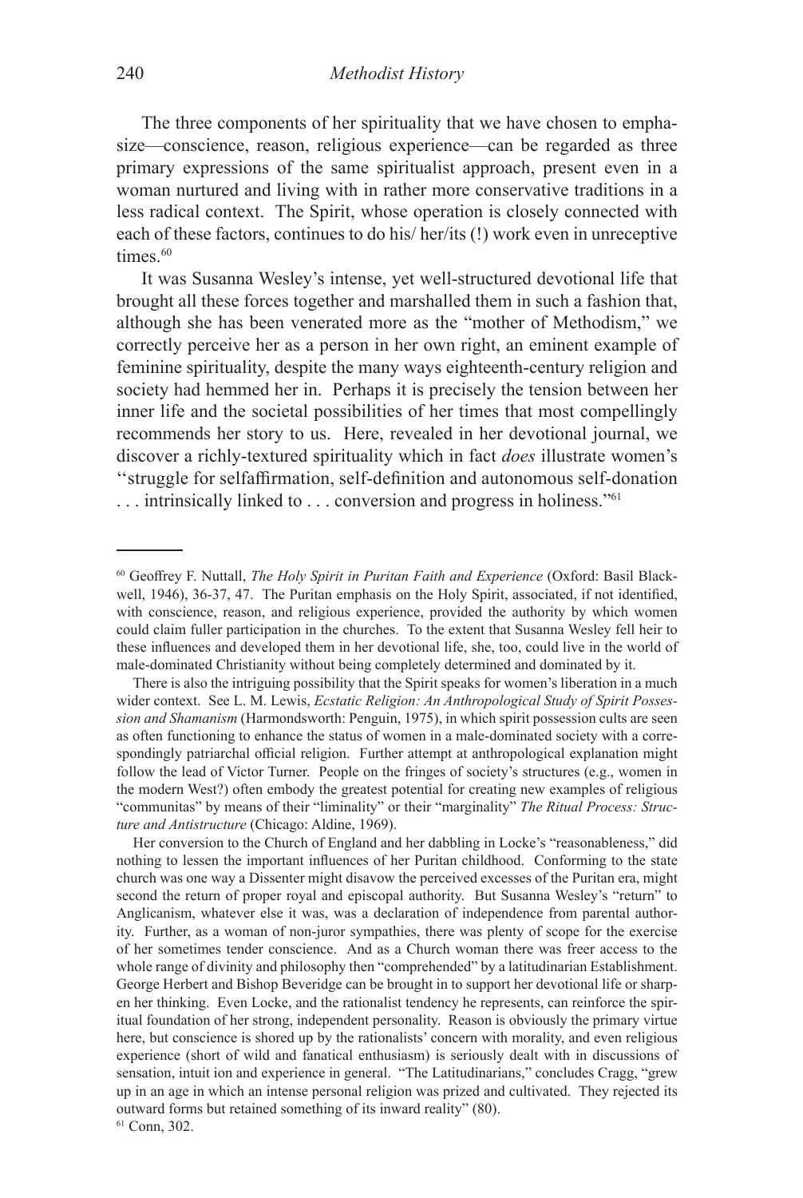The three components of her spirituality that we have chosen to emphasize—conscience, reason, religious experience—can be regarded as three primary expressions of the same spiritualist approach, present even in a woman nurtured and living with in rather more conservative traditions in a less radical context. The Spirit, whose operation is closely connected with each of these factors, continues to do his/ her/its (!) work even in unreceptive times.[60]

It was Susanna Wesley's intense, yet well-structured devotional life that brought all these forces together and marshalled them in such a fashion that, although she has been venerated more as the "mother of Methodism," we correctly perceive her as a person in her own right, an eminent example of feminine spirituality, despite the many ways eighteenth-century religion and society had hemmed her in. Perhaps it is precisely the tension between her inner life and the societal possibilities of her times that most compellingly recommends her story to us. Here, revealed in her devotional journal, we discover a richly-textured spirituality which in fact *does* illustrate women's ''struggle for selfaffirmation, self-definition and autonomous self-donation . . . intrinsically linked to . . . conversion and progress in holiness."[61]

---

[60] Geoffrey F. Nuttall, *The Holy Spirit in Puritan Faith and Experience* (Oxford: Basil Blackwell, 1946), 36-37, 47. The Puritan emphasis on the Holy Spirit, associated, if not identified, with conscience, reason, and religious experience, provided the authority by which women could claim fuller participation in the churches. To the extent that Susanna Wesley fell heir to these influences and developed them in her devotional life, she, too, could live in the world of male-dominated Christianity without being completely determined and dominated by it.

There is also the intriguing possibility that the Spirit speaks for women's liberation in a much wider context. See L. M. Lewis, *Ecstatic Religion: An Anthropological Study of Spirit Possession and Shamanism* (Harmondsworth: Penguin, 1975), in which spirit possession cults are seen as often functioning to enhance the status of women in a male-dominated society with a correspondingly patriarchal official religion. Further attempt at anthropological explanation might follow the lead of Victor Turner. People on the fringes of society's structures (e.g., women in the modern West?) often embody the greatest potential for creating new examples of religious "communitas" by means of their "liminality" or their "marginality" *The Ritual Process: Structure and Antistructure* (Chicago: Aldine, 1969).

Her conversion to the Church of England and her dabbling in Locke's "reasonableness," did nothing to lessen the important influences of her Puritan childhood. Conforming to the state church was one way a Dissenter might disavow the perceived excesses of the Puritan era, might second the return of proper royal and episcopal authority. But Susanna Wesley's "return" to Anglicanism, whatever else it was, was a declaration of independence from parental authority. Further, as a woman of non-juror sympathies, there was plenty of scope for the exercise of her sometimes tender conscience. And as a Church woman there was freer access to the whole range of divinity and philosophy then "comprehended" by a latitudinarian Establishment. George Herbert and Bishop Beveridge can be brought in to support her devotional life or sharpen her thinking. Even Locke, and the rationalist tendency he represents, can reinforce the spiritual foundation of her strong, independent personality. Reason is obviously the primary virtue here, but conscience is shored up by the rationalists' concern with morality, and even religious experience (short of wild and fanatical enthusiasm) is seriously dealt with in discussions of sensation, intuit ion and experience in general. "The Latitudinarians," concludes Cragg, "grew up in an age in which an intense personal religion was prized and cultivated. They rejected its outward forms but retained something of its inward reality" (80).

[61] Conn, 302.